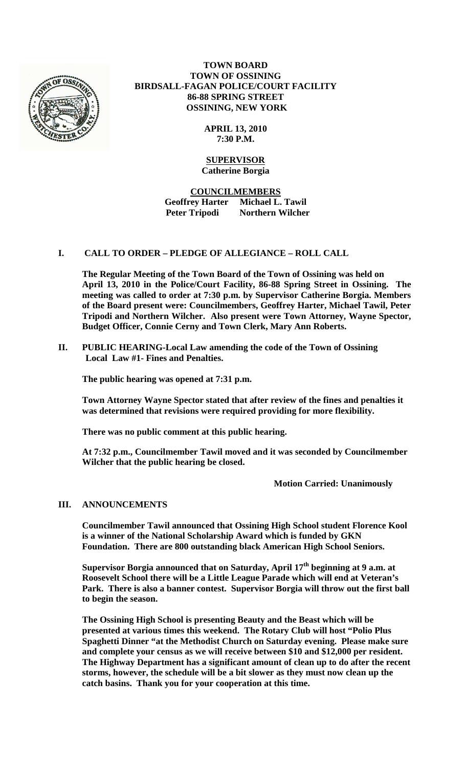**TOWN BOARD**
**TOWN OF OSSINING**
**BIRDSALL-FAGAN POLICE/COURT FACILITY**
**86-88 SPRING STREET**
**OSSINING, NEW YORK**

**APRIL 13, 2010**
**7:30 P.M.**

**SUPERVISOR**
**Catherine Borgia**

**COUNCILMEMBERS**
**Geoffrey Harter Michael L. Tawil**
**Peter Tripodi Northern Wilcher**

## I. CALL TO ORDER – PLEDGE OF ALLEGIANCE – ROLL CALL

**The Regular Meeting of the Town Board of the Town of Ossining was held on April 13, 2010 in the Police/Court Facility, 86-88 Spring Street in Ossining. The meeting was called to order at 7:30 p.m. by Supervisor Catherine Borgia. Members of the Board present were: Councilmembers, Geoffrey Harter, Michael Tawil, Peter Tripodi and Northern Wilcher. Also present were Town Attorney, Wayne Spector, Budget Officer, Connie Cerny and Town Clerk, Mary Ann Roberts.**

## II. PUBLIC HEARING-Local Law amending the code of the Town of Ossining Local Law #1- Fines and Penalties.

**The public hearing was opened at 7:31 p.m.**

**Town Attorney Wayne Spector stated that after review of the fines and penalties it was determined that revisions were required providing for more flexibility.**

**There was no public comment at this public hearing.**

**At 7:32 p.m., Councilmember Tawil moved and it was seconded by Councilmember Wilcher that the public hearing be closed.**

**Motion Carried: Unanimously**

## III. ANNOUNCEMENTS

**Councilmember Tawil announced that Ossining High School student Florence Kool is a winner of the National Scholarship Award which is funded by GKN Foundation. There are 800 outstanding black American High School Seniors.**

**Supervisor Borgia announced that on Saturday, April 17th beginning at 9 a.m. at Roosevelt School there will be a Little League Parade which will end at Veteran's Park. There is also a banner contest. Supervisor Borgia will throw out the first ball to begin the season.**

**The Ossining High School is presenting Beauty and the Beast which will be presented at various times this weekend. The Rotary Club will host "Polio Plus Spaghetti Dinner "at the Methodist Church on Saturday evening. Please make sure and complete your census as we will receive between $10 and $12,000 per resident. The Highway Department has a significant amount of clean up to do after the recent storms, however, the schedule will be a bit slower as they must now clean up the catch basins. Thank you for your cooperation at this time.**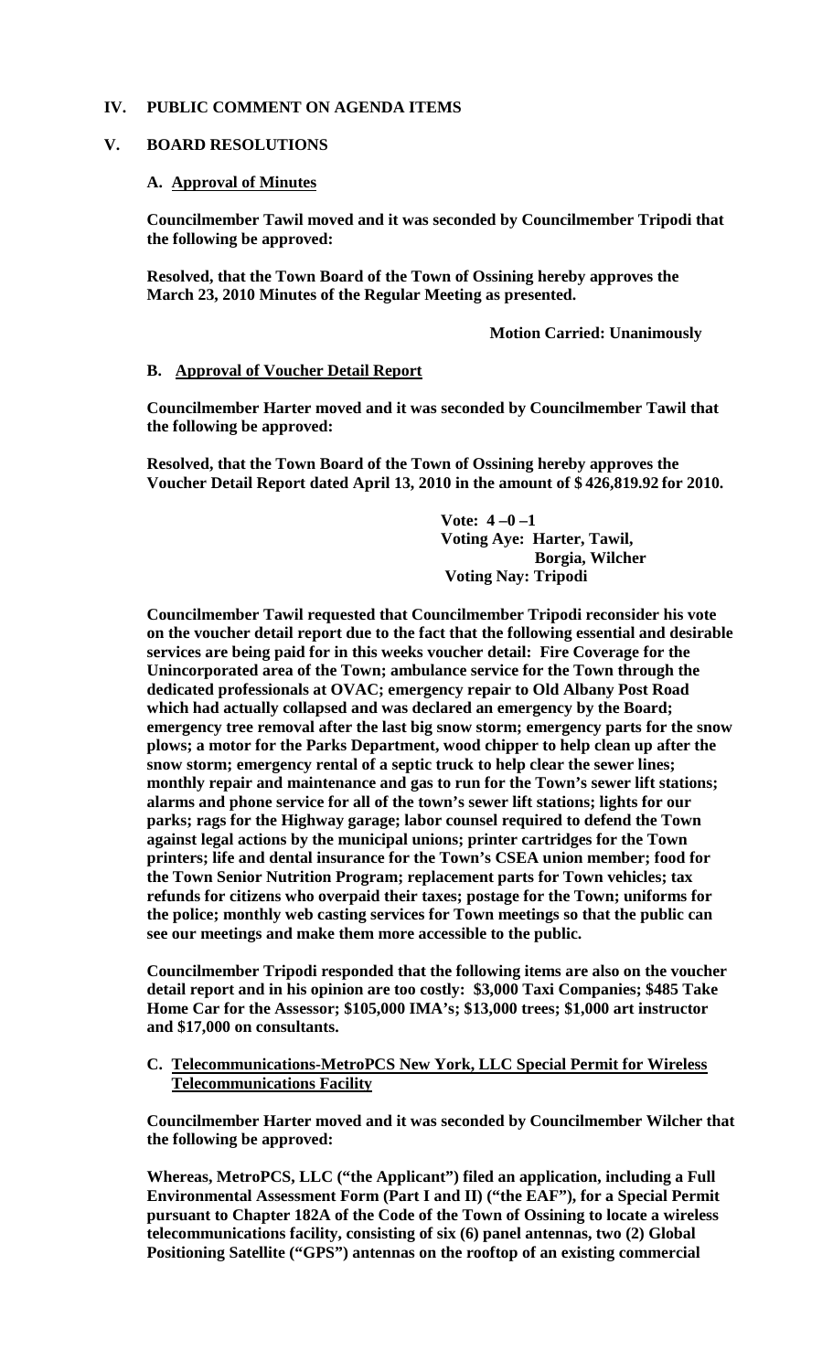## IV. PUBLIC COMMENT ON AGENDA ITEMS

## V. BOARD RESOLUTIONS

### A. Approval of Minutes

**Councilmember Tawil moved and it was seconded by Councilmember Tripodi that the following be approved:**

**Resolved, that the Town Board of the Town of Ossining hereby approves the March 23, 2010 Minutes of the Regular Meeting as presented.**

**Motion Carried: Unanimously**

### B. Approval of Voucher Detail Report

**Councilmember Harter moved and it was seconded by Councilmember Tawil that the following be approved:**

**Resolved, that the Town Board of the Town of Ossining hereby approves the Voucher Detail Report dated April 13, 2010 in the amount of $ 426,819.92 for 2010.**

**Vote: 4 –0 –1**
**Voting Aye: Harter, Tawil, Borgia, Wilcher**
**Voting Nay: Tripodi**

**Councilmember Tawil requested that Councilmember Tripodi reconsider his vote on the voucher detail report due to the fact that the following essential and desirable services are being paid for in this weeks voucher detail: Fire Coverage for the Unincorporated area of the Town; ambulance service for the Town through the dedicated professionals at OVAC; emergency repair to Old Albany Post Road which had actually collapsed and was declared an emergency by the Board; emergency tree removal after the last big snow storm; emergency parts for the snow plows; a motor for the Parks Department, wood chipper to help clean up after the snow storm; emergency rental of a septic truck to help clear the sewer lines; monthly repair and maintenance and gas to run for the Town's sewer lift stations; alarms and phone service for all of the town's sewer lift stations; lights for our parks; rags for the Highway garage; labor counsel required to defend the Town against legal actions by the municipal unions; printer cartridges for the Town printers; life and dental insurance for the Town's CSEA union member; food for the Town Senior Nutrition Program; replacement parts for Town vehicles; tax refunds for citizens who overpaid their taxes; postage for the Town; uniforms for the police; monthly web casting services for Town meetings so that the public can see our meetings and make them more accessible to the public.**

**Councilmember Tripodi responded that the following items are also on the voucher detail report and in his opinion are too costly: $3,000 Taxi Companies; $485 Take Home Car for the Assessor; $105,000 IMA's; $13,000 trees; $1,000 art instructor and $17,000 on consultants.**

### C. Telecommunications-MetroPCS New York, LLC Special Permit for Wireless Telecommunications Facility

**Councilmember Harter moved and it was seconded by Councilmember Wilcher that the following be approved:**

**Whereas, MetroPCS, LLC ("the Applicant") filed an application, including a Full Environmental Assessment Form (Part I and II) ("the EAF"), for a Special Permit pursuant to Chapter 182A of the Code of the Town of Ossining to locate a wireless telecommunications facility, consisting of six (6) panel antennas, two (2) Global Positioning Satellite ("GPS") antennas on the rooftop of an existing commercial**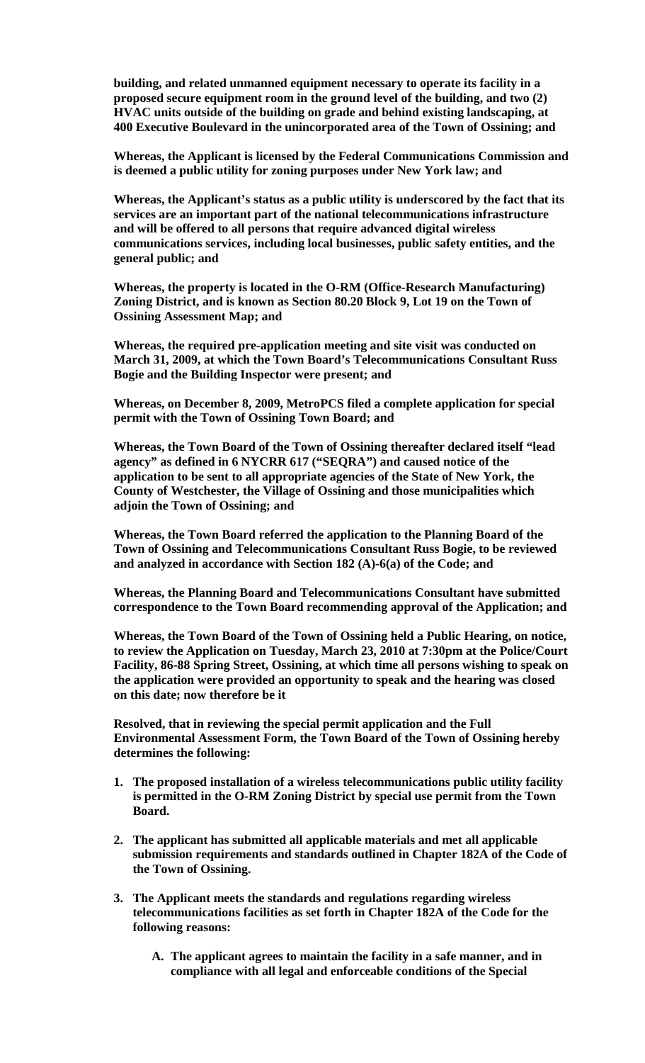**building, and related unmanned equipment necessary to operate its facility in a proposed secure equipment room in the ground level of the building, and two (2) HVAC units outside of the building on grade and behind existing landscaping, at 400 Executive Boulevard in the unincorporated area of the Town of Ossining; and**

**Whereas, the Applicant is licensed by the Federal Communications Commission and is deemed a public utility for zoning purposes under New York law; and**

**Whereas, the Applicant's status as a public utility is underscored by the fact that its services are an important part of the national telecommunications infrastructure and will be offered to all persons that require advanced digital wireless communications services, including local businesses, public safety entities, and the general public; and**

**Whereas, the property is located in the O-RM (Office-Research Manufacturing) Zoning District, and is known as Section 80.20 Block 9, Lot 19 on the Town of Ossining Assessment Map; and**

**Whereas, the required pre-application meeting and site visit was conducted on March 31, 2009, at which the Town Board's Telecommunications Consultant Russ Bogie and the Building Inspector were present; and**

**Whereas, on December 8, 2009, MetroPCS filed a complete application for special permit with the Town of Ossining Town Board; and**

**Whereas, the Town Board of the Town of Ossining thereafter declared itself "lead agency" as defined in 6 NYCRR 617 ("SEQRA") and caused notice of the application to be sent to all appropriate agencies of the State of New York, the County of Westchester, the Village of Ossining and those municipalities which adjoin the Town of Ossining; and**

**Whereas, the Town Board referred the application to the Planning Board of the Town of Ossining and Telecommunications Consultant Russ Bogie, to be reviewed and analyzed in accordance with Section 182 (A)-6(a) of the Code; and**

**Whereas, the Planning Board and Telecommunications Consultant have submitted correspondence to the Town Board recommending approval of the Application; and**

**Whereas, the Town Board of the Town of Ossining held a Public Hearing, on notice, to review the Application on Tuesday, March 23, 2010 at 7:30pm at the Police/Court Facility, 86-88 Spring Street, Ossining, at which time all persons wishing to speak on the application were provided an opportunity to speak and the hearing was closed on this date; now therefore be it**

**Resolved, that in reviewing the special permit application and the Full Environmental Assessment Form, the Town Board of the Town of Ossining hereby determines the following:**

1. **The proposed installation of a wireless telecommunications public utility facility is permitted in the O-RM Zoning District by special use permit from the Town Board.**
2. **The applicant has submitted all applicable materials and met all applicable submission requirements and standards outlined in Chapter 182A of the Code of the Town of Ossining.**
3. **The Applicant meets the standards and regulations regarding wireless telecommunications facilities as set forth in Chapter 182A of the Code for the following reasons:**
   - **A. The applicant agrees to maintain the facility in a safe manner, and in compliance with all legal and enforceable conditions of the Special**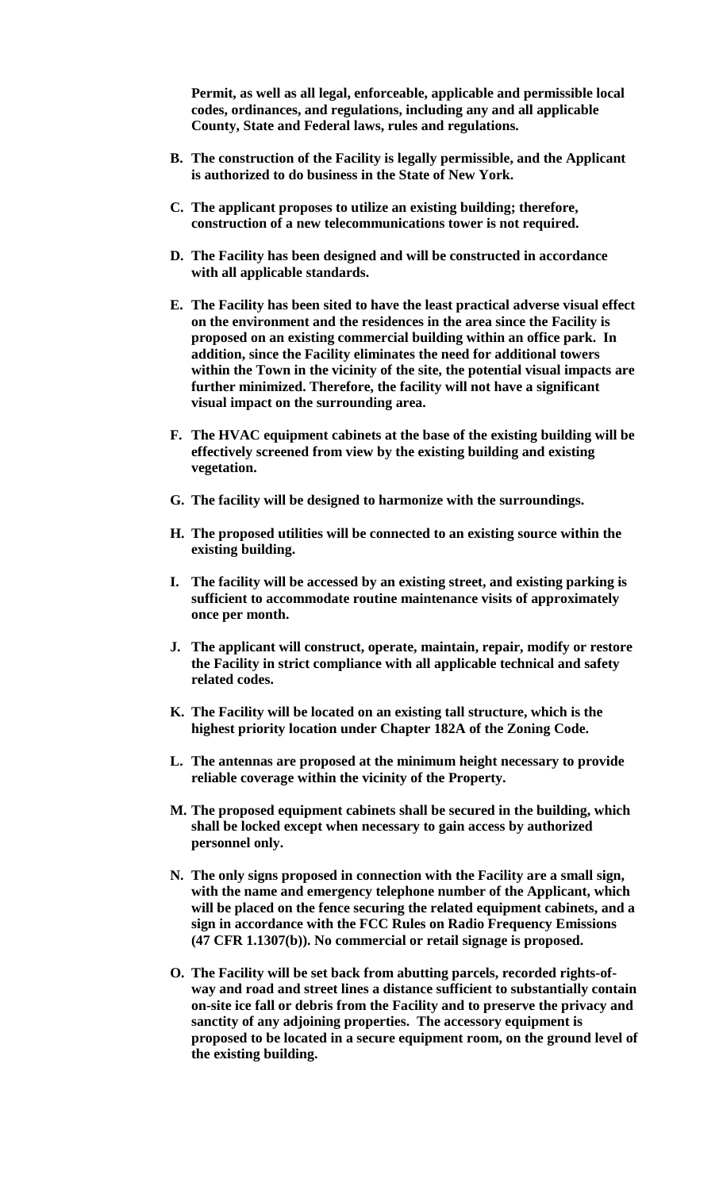**Permit, as well as all legal, enforceable, applicable and permissible local codes, ordinances, and regulations, including any and all applicable County, State and Federal laws, rules and regulations.**

- **B. The construction of the Facility is legally permissible, and the Applicant is authorized to do business in the State of New York.**

- **C. The applicant proposes to utilize an existing building; therefore, construction of a new telecommunications tower is not required.**

- **D. The Facility has been designed and will be constructed in accordance with all applicable standards.**

- **E. The Facility has been sited to have the least practical adverse visual effect on the environment and the residences in the area since the Facility is proposed on an existing commercial building within an office park. In addition, since the Facility eliminates the need for additional towers within the Town in the vicinity of the site, the potential visual impacts are further minimized. Therefore, the facility will not have a significant visual impact on the surrounding area.**

- **F. The HVAC equipment cabinets at the base of the existing building will be effectively screened from view by the existing building and existing vegetation.**

- **G. The facility will be designed to harmonize with the surroundings.**

- **H. The proposed utilities will be connected to an existing source within the existing building.**

- **I. The facility will be accessed by an existing street, and existing parking is sufficient to accommodate routine maintenance visits of approximately once per month.**

- **J. The applicant will construct, operate, maintain, repair, modify or restore the Facility in strict compliance with all applicable technical and safety related codes.**

- **K. The Facility will be located on an existing tall structure, which is the highest priority location under Chapter 182A of the Zoning Code.**

- **L. The antennas are proposed at the minimum height necessary to provide reliable coverage within the vicinity of the Property.**

- **M. The proposed equipment cabinets shall be secured in the building, which shall be locked except when necessary to gain access by authorized personnel only.**

- **N. The only signs proposed in connection with the Facility are a small sign, with the name and emergency telephone number of the Applicant, which will be placed on the fence securing the related equipment cabinets, and a sign in accordance with the FCC Rules on Radio Frequency Emissions (47 CFR 1.1307(b)). No commercial or retail signage is proposed.**

- **O. The Facility will be set back from abutting parcels, recorded rights-of-way and road and street lines a distance sufficient to substantially contain on-site ice fall or debris from the Facility and to preserve the privacy and sanctity of any adjoining properties. The accessory equipment is proposed to be located in a secure equipment room, on the ground level of the existing building.**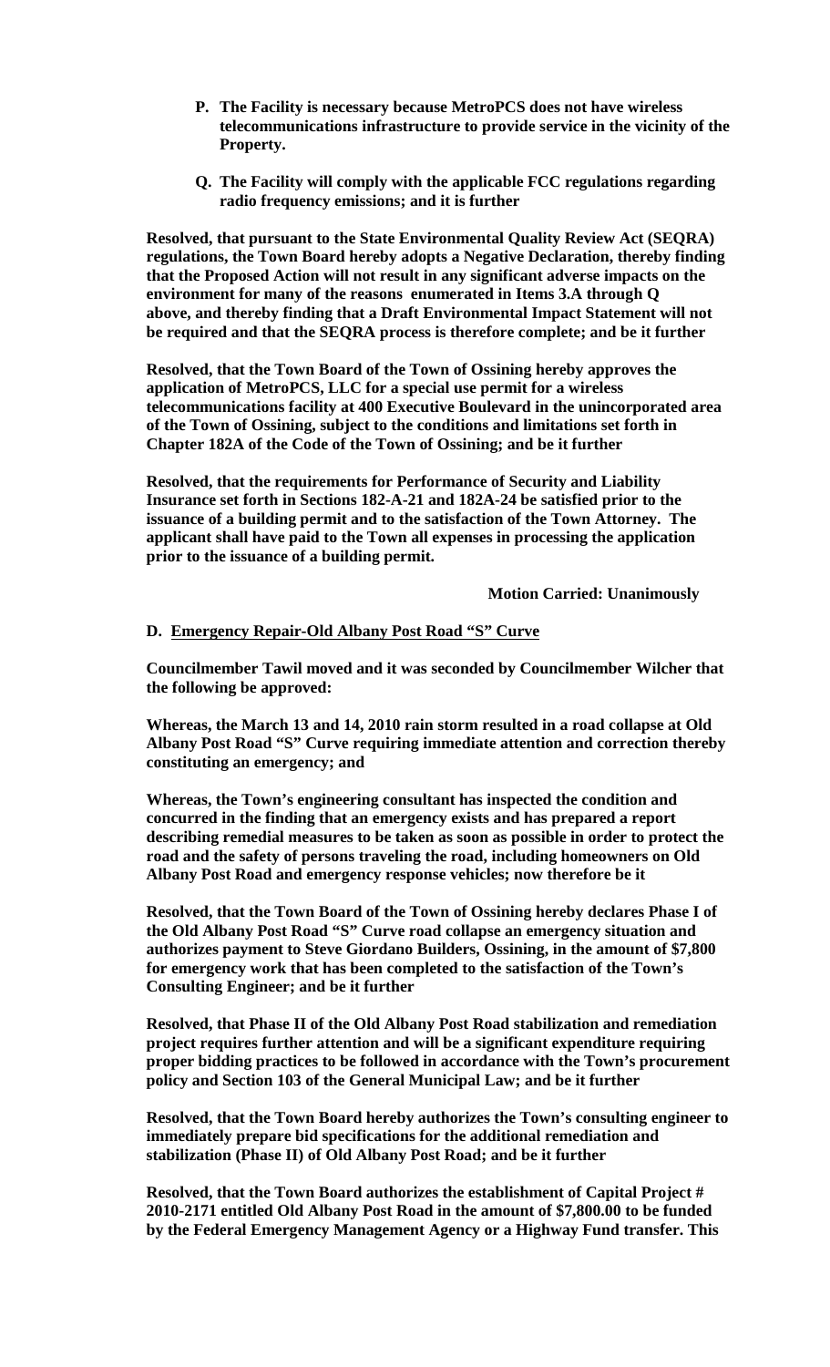**P. The Facility is necessary because MetroPCS does not have wireless telecommunications infrastructure to provide service in the vicinity of the Property.**

**Q. The Facility will comply with the applicable FCC regulations regarding radio frequency emissions; and it is further**

**Resolved, that pursuant to the State Environmental Quality Review Act (SEQRA) regulations, the Town Board hereby adopts a Negative Declaration, thereby finding that the Proposed Action will not result in any significant adverse impacts on the environment for many of the reasons enumerated in Items 3.A through Q above, and thereby finding that a Draft Environmental Impact Statement will not be required and that the SEQRA process is therefore complete; and be it further**

**Resolved, that the Town Board of the Town of Ossining hereby approves the application of MetroPCS, LLC for a special use permit for a wireless telecommunications facility at 400 Executive Boulevard in the unincorporated area of the Town of Ossining, subject to the conditions and limitations set forth in Chapter 182A of the Code of the Town of Ossining; and be it further**

**Resolved, that the requirements for Performance of Security and Liability Insurance set forth in Sections 182-A-21 and 182A-24 be satisfied prior to the issuance of a building permit and to the satisfaction of the Town Attorney. The applicant shall have paid to the Town all expenses in processing the application prior to the issuance of a building permit.**

**Motion Carried: Unanimously**

**D. <u>Emergency Repair-Old Albany Post Road "S" Curve</u>**

**Councilmember Tawil moved and it was seconded by Councilmember Wilcher that the following be approved:**

**Whereas, the March 13 and 14, 2010 rain storm resulted in a road collapse at Old Albany Post Road "S" Curve requiring immediate attention and correction thereby constituting an emergency; and**

**Whereas, the Town's engineering consultant has inspected the condition and concurred in the finding that an emergency exists and has prepared a report describing remedial measures to be taken as soon as possible in order to protect the road and the safety of persons traveling the road, including homeowners on Old Albany Post Road and emergency response vehicles; now therefore be it**

**Resolved, that the Town Board of the Town of Ossining hereby declares Phase I of the Old Albany Post Road "S" Curve road collapse an emergency situation and authorizes payment to Steve Giordano Builders, Ossining, in the amount of $7,800 for emergency work that has been completed to the satisfaction of the Town's Consulting Engineer; and be it further**

**Resolved, that Phase II of the Old Albany Post Road stabilization and remediation project requires further attention and will be a significant expenditure requiring proper bidding practices to be followed in accordance with the Town's procurement policy and Section 103 of the General Municipal Law; and be it further**

**Resolved, that the Town Board hereby authorizes the Town's consulting engineer to immediately prepare bid specifications for the additional remediation and stabilization (Phase II) of Old Albany Post Road; and be it further**

**Resolved, that the Town Board authorizes the establishment of Capital Project # 2010-2171 entitled Old Albany Post Road in the amount of $7,800.00 to be funded by the Federal Emergency Management Agency or a Highway Fund transfer. This**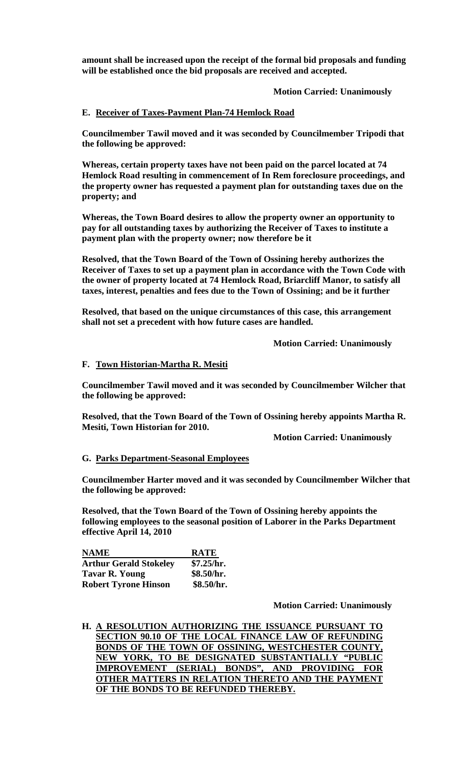**amount shall be increased upon the receipt of the formal bid proposals and funding will be established once the bid proposals are received and accepted.**

**Motion Carried: Unanimously**

**E. Receiver of Taxes-Payment Plan-74 Hemlock Road**

**Councilmember Tawil moved and it was seconded by Councilmember Tripodi that the following be approved:**

**Whereas, certain property taxes have not been paid on the parcel located at 74 Hemlock Road resulting in commencement of In Rem foreclosure proceedings, and the property owner has requested a payment plan for outstanding taxes due on the property; and**

**Whereas, the Town Board desires to allow the property owner an opportunity to pay for all outstanding taxes by authorizing the Receiver of Taxes to institute a payment plan with the property owner; now therefore be it**

**Resolved, that the Town Board of the Town of Ossining hereby authorizes the Receiver of Taxes to set up a payment plan in accordance with the Town Code with the owner of property located at 74 Hemlock Road, Briarcliff Manor, to satisfy all taxes, interest, penalties and fees due to the Town of Ossining; and be it further**

**Resolved, that based on the unique circumstances of this case, this arrangement shall not set a precedent with how future cases are handled.**

**Motion Carried: Unanimously**

**F. Town Historian-Martha R. Mesiti**

**Councilmember Tawil moved and it was seconded by Councilmember Wilcher that the following be approved:**

**Resolved, that the Town Board of the Town of Ossining hereby appoints Martha R. Mesiti, Town Historian for 2010.**

**Motion Carried: Unanimously**

**G. Parks Department-Seasonal Employees**

**Councilmember Harter moved and it was seconded by Councilmember Wilcher that the following be approved:**

**Resolved, that the Town Board of the Town of Ossining hereby appoints the following employees to the seasonal position of Laborer in the Parks Department effective April 14, 2010**

| NAME | RATE |
|---|---|
| Arthur Gerald Stokeley | $7.25/hr. |
| Tavar R. Young | $8.50/hr. |
| Robert Tyrone Hinson | $8.50/hr. |

**Motion Carried: Unanimously**

**H. A RESOLUTION AUTHORIZING THE ISSUANCE PURSUANT TO SECTION 90.10 OF THE LOCAL FINANCE LAW OF REFUNDING BONDS OF THE TOWN OF OSSINING, WESTCHESTER COUNTY, NEW YORK, TO BE DESIGNATED SUBSTANTIALLY "PUBLIC IMPROVEMENT (SERIAL) BONDS", AND PROVIDING FOR OTHER MATTERS IN RELATION THERETO AND THE PAYMENT OF THE BONDS TO BE REFUNDED THEREBY.**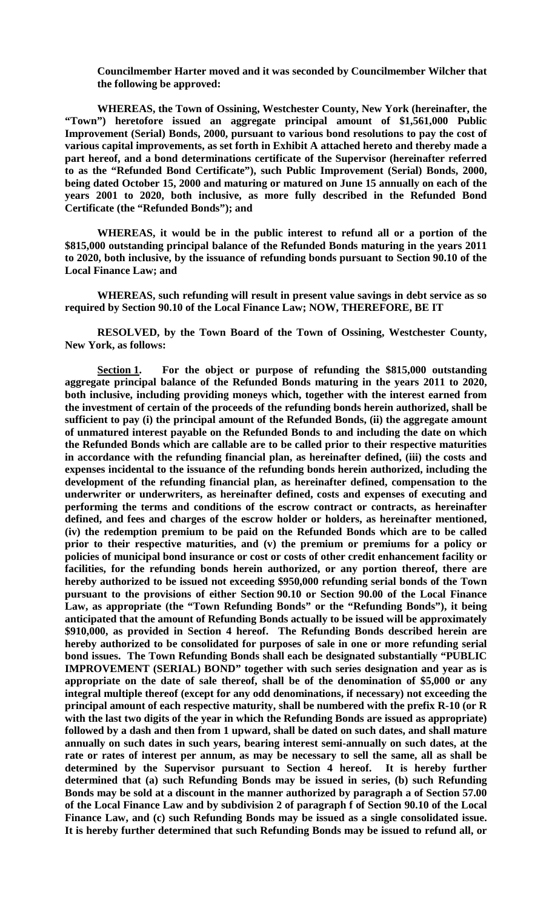**Councilmember Harter moved and it was seconded by Councilmember Wilcher that the following be approved:**

**WHEREAS, the Town of Ossining, Westchester County, New York (hereinafter, the "Town") heretofore issued an aggregate principal amount of $1,561,000 Public Improvement (Serial) Bonds, 2000, pursuant to various bond resolutions to pay the cost of various capital improvements, as set forth in Exhibit A attached hereto and thereby made a part hereof, and a bond determinations certificate of the Supervisor (hereinafter referred to as the "Refunded Bond Certificate"), such Public Improvement (Serial) Bonds, 2000, being dated October 15, 2000 and maturing or matured on June 15 annually on each of the years 2001 to 2020, both inclusive, as more fully described in the Refunded Bond Certificate (the "Refunded Bonds"); and**

**WHEREAS, it would be in the public interest to refund all or a portion of the $815,000 outstanding principal balance of the Refunded Bonds maturing in the years 2011 to 2020, both inclusive, by the issuance of refunding bonds pursuant to Section 90.10 of the Local Finance Law; and**

**WHEREAS, such refunding will result in present value savings in debt service as so required by Section 90.10 of the Local Finance Law; NOW, THEREFORE, BE IT**

**RESOLVED, by the Town Board of the Town of Ossining, Westchester County, New York, as follows:**

**<u>Section 1</u>. For the object or purpose of refunding the $815,000 outstanding aggregate principal balance of the Refunded Bonds maturing in the years 2011 to 2020, both inclusive, including providing moneys which, together with the interest earned from the investment of certain of the proceeds of the refunding bonds herein authorized, shall be sufficient to pay (i) the principal amount of the Refunded Bonds, (ii) the aggregate amount of unmatured interest payable on the Refunded Bonds to and including the date on which the Refunded Bonds which are callable are to be called prior to their respective maturities in accordance with the refunding financial plan, as hereinafter defined, (iii) the costs and expenses incidental to the issuance of the refunding bonds herein authorized, including the development of the refunding financial plan, as hereinafter defined, compensation to the underwriter or underwriters, as hereinafter defined, costs and expenses of executing and performing the terms and conditions of the escrow contract or contracts, as hereinafter defined, and fees and charges of the escrow holder or holders, as hereinafter mentioned, (iv) the redemption premium to be paid on the Refunded Bonds which are to be called prior to their respective maturities, and (v) the premium or premiums for a policy or policies of municipal bond insurance or cost or costs of other credit enhancement facility or facilities, for the refunding bonds herein authorized, or any portion thereof, there are hereby authorized to be issued not exceeding $950,000 refunding serial bonds of the Town pursuant to the provisions of either Section 90.10 or Section 90.00 of the Local Finance Law, as appropriate (the "Town Refunding Bonds" or the "Refunding Bonds"), it being anticipated that the amount of Refunding Bonds actually to be issued will be approximately $910,000, as provided in Section 4 hereof. The Refunding Bonds described herein are hereby authorized to be consolidated for purposes of sale in one or more refunding serial bond issues. The Town Refunding Bonds shall each be designated substantially "PUBLIC IMPROVEMENT (SERIAL) BOND" together with such series designation and year as is appropriate on the date of sale thereof, shall be of the denomination of $5,000 or any integral multiple thereof (except for any odd denominations, if necessary) not exceeding the principal amount of each respective maturity, shall be numbered with the prefix R-10 (or R with the last two digits of the year in which the Refunding Bonds are issued as appropriate) followed by a dash and then from 1 upward, shall be dated on such dates, and shall mature annually on such dates in such years, bearing interest semi-annually on such dates, at the rate or rates of interest per annum, as may be necessary to sell the same, all as shall be determined by the Supervisor pursuant to Section 4 hereof. It is hereby further determined that (a) such Refunding Bonds may be issued in series, (b) such Refunding Bonds may be sold at a discount in the manner authorized by paragraph a of Section 57.00 of the Local Finance Law and by subdivision 2 of paragraph f of Section 90.10 of the Local Finance Law, and (c) such Refunding Bonds may be issued as a single consolidated issue. It is hereby further determined that such Refunding Bonds may be issued to refund all, or**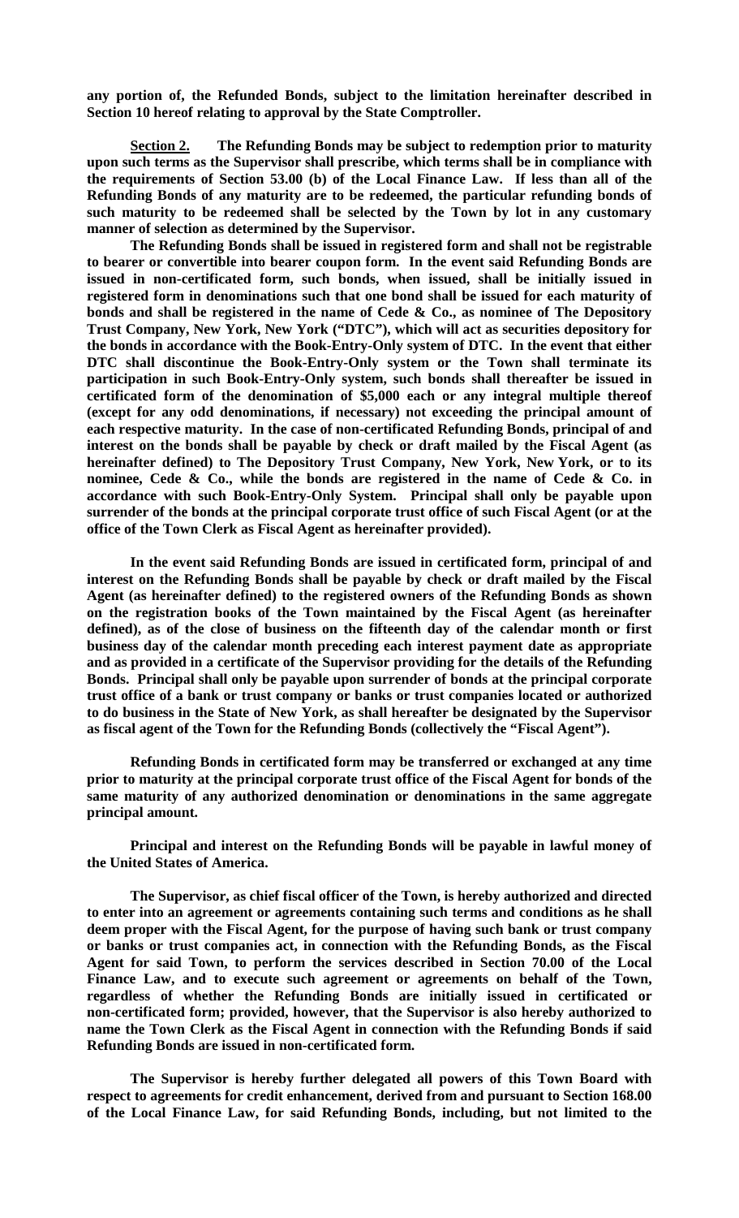**any portion of, the Refunded Bonds, subject to the limitation hereinafter described in Section 10 hereof relating to approval by the State Comptroller.**

**Section 2. The Refunding Bonds may be subject to redemption prior to maturity upon such terms as the Supervisor shall prescribe, which terms shall be in compliance with the requirements of Section 53.00 (b) of the Local Finance Law. If less than all of the Refunding Bonds of any maturity are to be redeemed, the particular refunding bonds of such maturity to be redeemed shall be selected by the Town by lot in any customary manner of selection as determined by the Supervisor.**

**The Refunding Bonds shall be issued in registered form and shall not be registrable to bearer or convertible into bearer coupon form. In the event said Refunding Bonds are issued in non-certificated form, such bonds, when issued, shall be initially issued in registered form in denominations such that one bond shall be issued for each maturity of bonds and shall be registered in the name of Cede & Co., as nominee of The Depository Trust Company, New York, New York ("DTC"), which will act as securities depository for the bonds in accordance with the Book-Entry-Only system of DTC. In the event that either DTC shall discontinue the Book-Entry-Only system or the Town shall terminate its participation in such Book-Entry-Only system, such bonds shall thereafter be issued in certificated form of the denomination of $5,000 each or any integral multiple thereof (except for any odd denominations, if necessary) not exceeding the principal amount of each respective maturity. In the case of non-certificated Refunding Bonds, principal of and interest on the bonds shall be payable by check or draft mailed by the Fiscal Agent (as hereinafter defined) to The Depository Trust Company, New York, New York, or to its nominee, Cede & Co., while the bonds are registered in the name of Cede & Co. in accordance with such Book-Entry-Only System. Principal shall only be payable upon surrender of the bonds at the principal corporate trust office of such Fiscal Agent (or at the office of the Town Clerk as Fiscal Agent as hereinafter provided).**

**In the event said Refunding Bonds are issued in certificated form, principal of and interest on the Refunding Bonds shall be payable by check or draft mailed by the Fiscal Agent (as hereinafter defined) to the registered owners of the Refunding Bonds as shown on the registration books of the Town maintained by the Fiscal Agent (as hereinafter defined), as of the close of business on the fifteenth day of the calendar month or first business day of the calendar month preceding each interest payment date as appropriate and as provided in a certificate of the Supervisor providing for the details of the Refunding Bonds. Principal shall only be payable upon surrender of bonds at the principal corporate trust office of a bank or trust company or banks or trust companies located or authorized to do business in the State of New York, as shall hereafter be designated by the Supervisor as fiscal agent of the Town for the Refunding Bonds (collectively the "Fiscal Agent").**

**Refunding Bonds in certificated form may be transferred or exchanged at any time prior to maturity at the principal corporate trust office of the Fiscal Agent for bonds of the same maturity of any authorized denomination or denominations in the same aggregate principal amount.**

**Principal and interest on the Refunding Bonds will be payable in lawful money of the United States of America.**

**The Supervisor, as chief fiscal officer of the Town, is hereby authorized and directed to enter into an agreement or agreements containing such terms and conditions as he shall deem proper with the Fiscal Agent, for the purpose of having such bank or trust company or banks or trust companies act, in connection with the Refunding Bonds, as the Fiscal Agent for said Town, to perform the services described in Section 70.00 of the Local Finance Law, and to execute such agreement or agreements on behalf of the Town, regardless of whether the Refunding Bonds are initially issued in certificated or non-certificated form; provided, however, that the Supervisor is also hereby authorized to name the Town Clerk as the Fiscal Agent in connection with the Refunding Bonds if said Refunding Bonds are issued in non-certificated form.**

**The Supervisor is hereby further delegated all powers of this Town Board with respect to agreements for credit enhancement, derived from and pursuant to Section 168.00 of the Local Finance Law, for said Refunding Bonds, including, but not limited to the**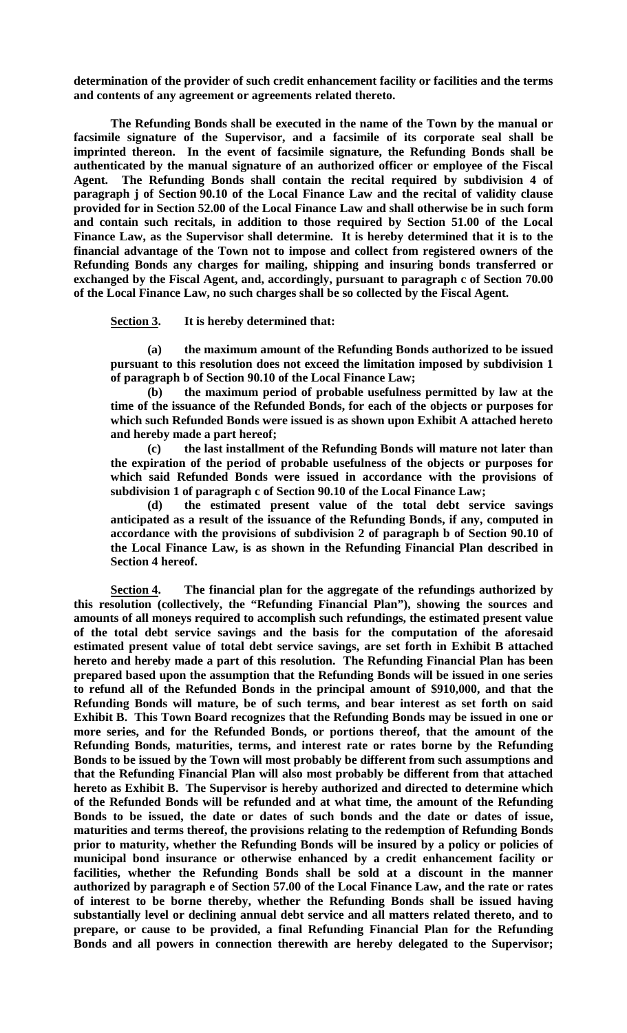**determination of the provider of such credit enhancement facility or facilities and the terms and contents of any agreement or agreements related thereto.**

**The Refunding Bonds shall be executed in the name of the Town by the manual or facsimile signature of the Supervisor, and a facsimile of its corporate seal shall be imprinted thereon. In the event of facsimile signature, the Refunding Bonds shall be authenticated by the manual signature of an authorized officer or employee of the Fiscal Agent. The Refunding Bonds shall contain the recital required by subdivision 4 of paragraph j of Section 90.10 of the Local Finance Law and the recital of validity clause provided for in Section 52.00 of the Local Finance Law and shall otherwise be in such form and contain such recitals, in addition to those required by Section 51.00 of the Local Finance Law, as the Supervisor shall determine. It is hereby determined that it is to the financial advantage of the Town not to impose and collect from registered owners of the Refunding Bonds any charges for mailing, shipping and insuring bonds transferred or exchanged by the Fiscal Agent, and, accordingly, pursuant to paragraph c of Section 70.00 of the Local Finance Law, no such charges shall be so collected by the Fiscal Agent.**

**<u>Section 3</u>. It is hereby determined that:**

**(a) the maximum amount of the Refunding Bonds authorized to be issued pursuant to this resolution does not exceed the limitation imposed by subdivision 1 of paragraph b of Section 90.10 of the Local Finance Law;**

**(b) the maximum period of probable usefulness permitted by law at the time of the issuance of the Refunded Bonds, for each of the objects or purposes for which such Refunded Bonds were issued is as shown upon Exhibit A attached hereto and hereby made a part hereof;**

**(c) the last installment of the Refunding Bonds will mature not later than the expiration of the period of probable usefulness of the objects or purposes for which said Refunded Bonds were issued in accordance with the provisions of subdivision 1 of paragraph c of Section 90.10 of the Local Finance Law;**

**(d) the estimated present value of the total debt service savings anticipated as a result of the issuance of the Refunding Bonds, if any, computed in accordance with the provisions of subdivision 2 of paragraph b of Section 90.10 of the Local Finance Law, is as shown in the Refunding Financial Plan described in Section 4 hereof.**

**<u>Section 4</u>. The financial plan for the aggregate of the refundings authorized by this resolution (collectively, the "Refunding Financial Plan"), showing the sources and amounts of all moneys required to accomplish such refundings, the estimated present value of the total debt service savings and the basis for the computation of the aforesaid estimated present value of total debt service savings, are set forth in Exhibit B attached hereto and hereby made a part of this resolution. The Refunding Financial Plan has been prepared based upon the assumption that the Refunding Bonds will be issued in one series to refund all of the Refunded Bonds in the principal amount of $910,000, and that the Refunding Bonds will mature, be of such terms, and bear interest as set forth on said Exhibit B. This Town Board recognizes that the Refunding Bonds may be issued in one or more series, and for the Refunded Bonds, or portions thereof, that the amount of the Refunding Bonds, maturities, terms, and interest rate or rates borne by the Refunding Bonds to be issued by the Town will most probably be different from such assumptions and that the Refunding Financial Plan will also most probably be different from that attached hereto as Exhibit B. The Supervisor is hereby authorized and directed to determine which of the Refunded Bonds will be refunded and at what time, the amount of the Refunding Bonds to be issued, the date or dates of such bonds and the date or dates of issue, maturities and terms thereof, the provisions relating to the redemption of Refunding Bonds prior to maturity, whether the Refunding Bonds will be insured by a policy or policies of municipal bond insurance or otherwise enhanced by a credit enhancement facility or facilities, whether the Refunding Bonds shall be sold at a discount in the manner authorized by paragraph e of Section 57.00 of the Local Finance Law, and the rate or rates of interest to be borne thereby, whether the Refunding Bonds shall be issued having substantially level or declining annual debt service and all matters related thereto, and to prepare, or cause to be provided, a final Refunding Financial Plan for the Refunding Bonds and all powers in connection therewith are hereby delegated to the Supervisor;**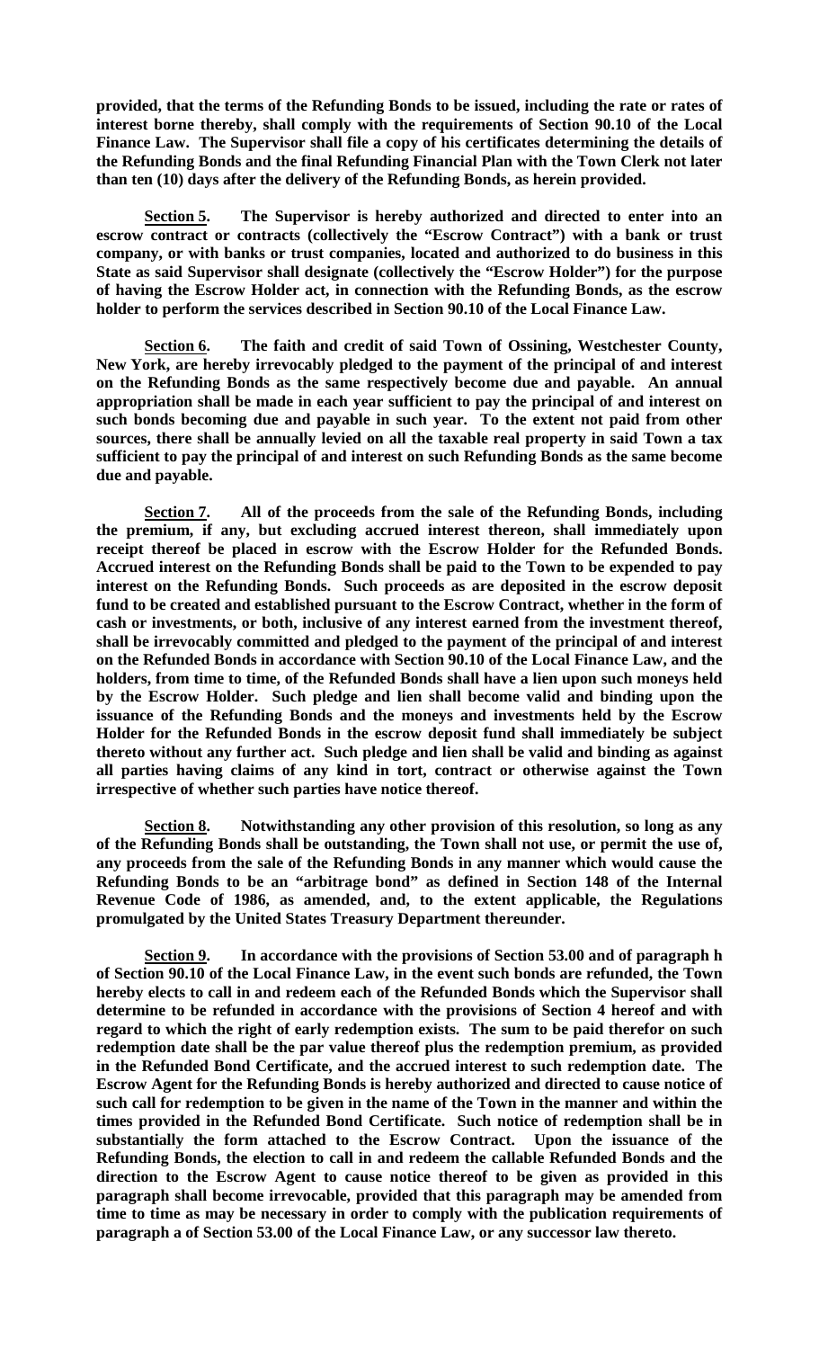**provided, that the terms of the Refunding Bonds to be issued, including the rate or rates of interest borne thereby, shall comply with the requirements of Section 90.10 of the Local Finance Law. The Supervisor shall file a copy of his certificates determining the details of the Refunding Bonds and the final Refunding Financial Plan with the Town Clerk not later than ten (10) days after the delivery of the Refunding Bonds, as herein provided.**

**Section 5. The Supervisor is hereby authorized and directed to enter into an escrow contract or contracts (collectively the "Escrow Contract") with a bank or trust company, or with banks or trust companies, located and authorized to do business in this State as said Supervisor shall designate (collectively the "Escrow Holder") for the purpose of having the Escrow Holder act, in connection with the Refunding Bonds, as the escrow holder to perform the services described in Section 90.10 of the Local Finance Law.**

**Section 6. The faith and credit of said Town of Ossining, Westchester County, New York, are hereby irrevocably pledged to the payment of the principal of and interest on the Refunding Bonds as the same respectively become due and payable. An annual appropriation shall be made in each year sufficient to pay the principal of and interest on such bonds becoming due and payable in such year. To the extent not paid from other sources, there shall be annually levied on all the taxable real property in said Town a tax sufficient to pay the principal of and interest on such Refunding Bonds as the same become due and payable.**

**Section 7. All of the proceeds from the sale of the Refunding Bonds, including the premium, if any, but excluding accrued interest thereon, shall immediately upon receipt thereof be placed in escrow with the Escrow Holder for the Refunded Bonds. Accrued interest on the Refunding Bonds shall be paid to the Town to be expended to pay interest on the Refunding Bonds. Such proceeds as are deposited in the escrow deposit fund to be created and established pursuant to the Escrow Contract, whether in the form of cash or investments, or both, inclusive of any interest earned from the investment thereof, shall be irrevocably committed and pledged to the payment of the principal of and interest on the Refunded Bonds in accordance with Section 90.10 of the Local Finance Law, and the holders, from time to time, of the Refunded Bonds shall have a lien upon such moneys held by the Escrow Holder. Such pledge and lien shall become valid and binding upon the issuance of the Refunding Bonds and the moneys and investments held by the Escrow Holder for the Refunded Bonds in the escrow deposit fund shall immediately be subject thereto without any further act. Such pledge and lien shall be valid and binding as against all parties having claims of any kind in tort, contract or otherwise against the Town irrespective of whether such parties have notice thereof.**

**Section 8. Notwithstanding any other provision of this resolution, so long as any of the Refunding Bonds shall be outstanding, the Town shall not use, or permit the use of, any proceeds from the sale of the Refunding Bonds in any manner which would cause the Refunding Bonds to be an "arbitrage bond" as defined in Section 148 of the Internal Revenue Code of 1986, as amended, and, to the extent applicable, the Regulations promulgated by the United States Treasury Department thereunder.**

**Section 9. In accordance with the provisions of Section 53.00 and of paragraph h of Section 90.10 of the Local Finance Law, in the event such bonds are refunded, the Town hereby elects to call in and redeem each of the Refunded Bonds which the Supervisor shall determine to be refunded in accordance with the provisions of Section 4 hereof and with regard to which the right of early redemption exists. The sum to be paid therefor on such redemption date shall be the par value thereof plus the redemption premium, as provided in the Refunded Bond Certificate, and the accrued interest to such redemption date. The Escrow Agent for the Refunding Bonds is hereby authorized and directed to cause notice of such call for redemption to be given in the name of the Town in the manner and within the times provided in the Refunded Bond Certificate. Such notice of redemption shall be in substantially the form attached to the Escrow Contract. Upon the issuance of the Refunding Bonds, the election to call in and redeem the callable Refunded Bonds and the direction to the Escrow Agent to cause notice thereof to be given as provided in this paragraph shall become irrevocable, provided that this paragraph may be amended from time to time as may be necessary in order to comply with the publication requirements of paragraph a of Section 53.00 of the Local Finance Law, or any successor law thereto.**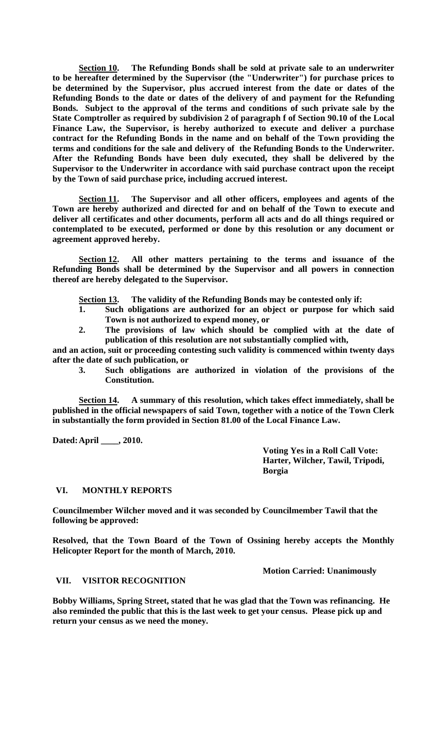**Section 10. The Refunding Bonds shall be sold at private sale to an underwriter to be hereafter determined by the Supervisor (the "Underwriter") for purchase prices to be determined by the Supervisor, plus accrued interest from the date or dates of the Refunding Bonds to the date or dates of the delivery of and payment for the Refunding Bonds. Subject to the approval of the terms and conditions of such private sale by the State Comptroller as required by subdivision 2 of paragraph f of Section 90.10 of the Local Finance Law, the Supervisor, is hereby authorized to execute and deliver a purchase contract for the Refunding Bonds in the name and on behalf of the Town providing the terms and conditions for the sale and delivery of the Refunding Bonds to the Underwriter. After the Refunding Bonds have been duly executed, they shall be delivered by the Supervisor to the Underwriter in accordance with said purchase contract upon the receipt by the Town of said purchase price, including accrued interest.**

**Section 11. The Supervisor and all other officers, employees and agents of the Town are hereby authorized and directed for and on behalf of the Town to execute and deliver all certificates and other documents, perform all acts and do all things required or contemplated to be executed, performed or done by this resolution or any document or agreement approved hereby.**

**Section 12. All other matters pertaining to the terms and issuance of the Refunding Bonds shall be determined by the Supervisor and all powers in connection thereof are hereby delegated to the Supervisor.**

**Section 13. The validity of the Refunding Bonds may be contested only if:**

1. **Such obligations are authorized for an object or purpose for which said Town is not authorized to expend money, or**
2. **The provisions of law which should be complied with at the date of publication of this resolution are not substantially complied with,**

**and an action, suit or proceeding contesting such validity is commenced within twenty days after the date of such publication, or**

3. **Such obligations are authorized in violation of the provisions of the Constitution.**

**Section 14. A summary of this resolution, which takes effect immediately, shall be published in the official newspapers of said Town, together with a notice of the Town Clerk in substantially the form provided in Section 81.00 of the Local Finance Law.**

**Dated: April \_\_\_\_, 2010.**

**Voting Yes in a Roll Call Vote:**
**Harter, Wilcher, Tawil, Tripodi, Borgia**

## VI. MONTHLY REPORTS

**Councilmember Wilcher moved and it was seconded by Councilmember Tawil that the following be approved:**

**Resolved, that the Town Board of the Town of Ossining hereby accepts the Monthly Helicopter Report for the month of March, 2010.**

**Motion Carried: Unanimously**

## VII. VISITOR RECOGNITION

**Bobby Williams, Spring Street, stated that he was glad that the Town was refinancing. He also reminded the public that this is the last week to get your census. Please pick up and return your census as we need the money.**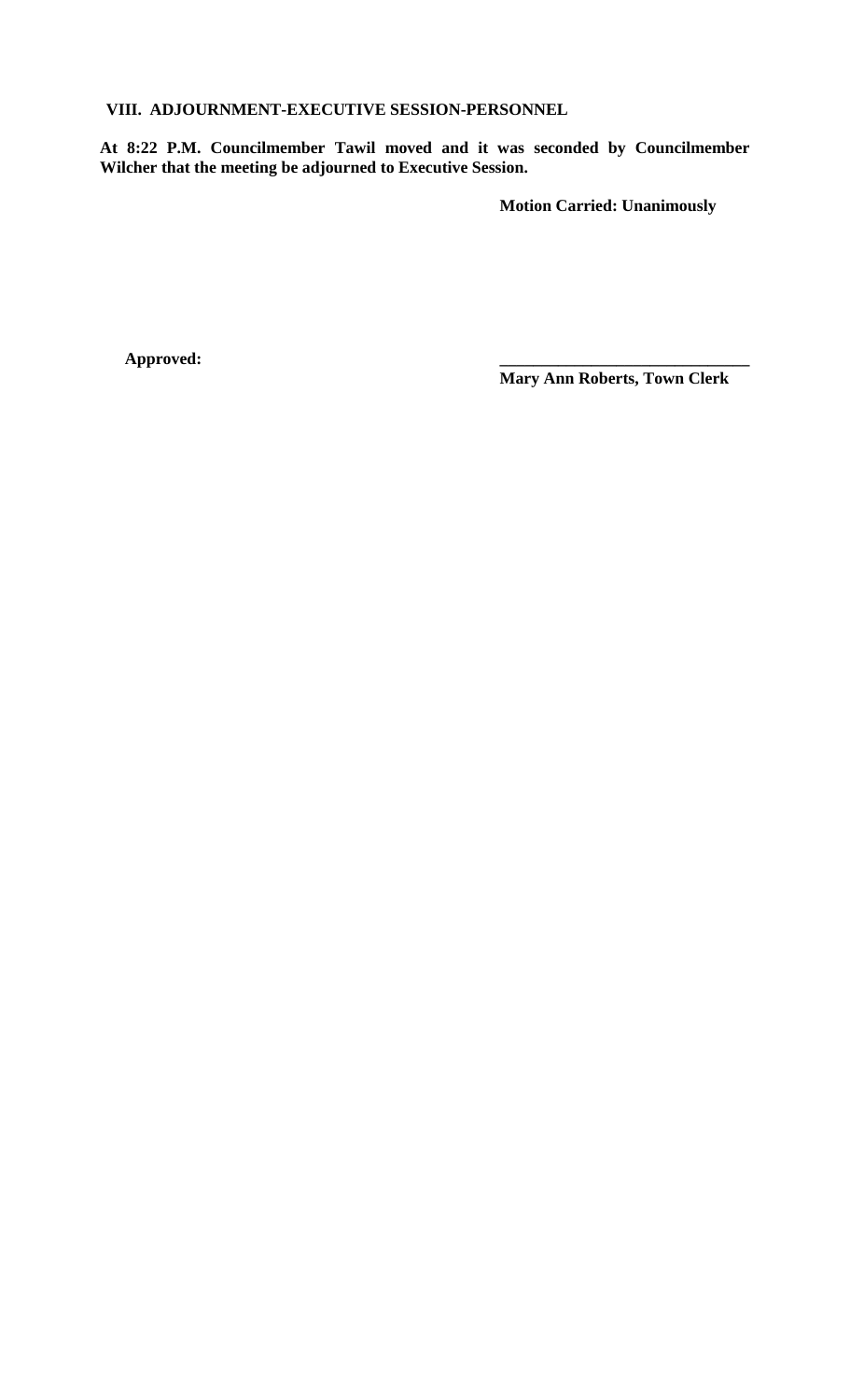## VIII. ADJOURNMENT-EXECUTIVE SESSION-PERSONNEL

**At 8:22 P.M. Councilmember Tawil moved and it was seconded by Councilmember Wilcher that the meeting be adjourned to Executive Session.**

**Motion Carried: Unanimously**

**Approved:**

**______________________________**

**Mary Ann Roberts, Town Clerk**